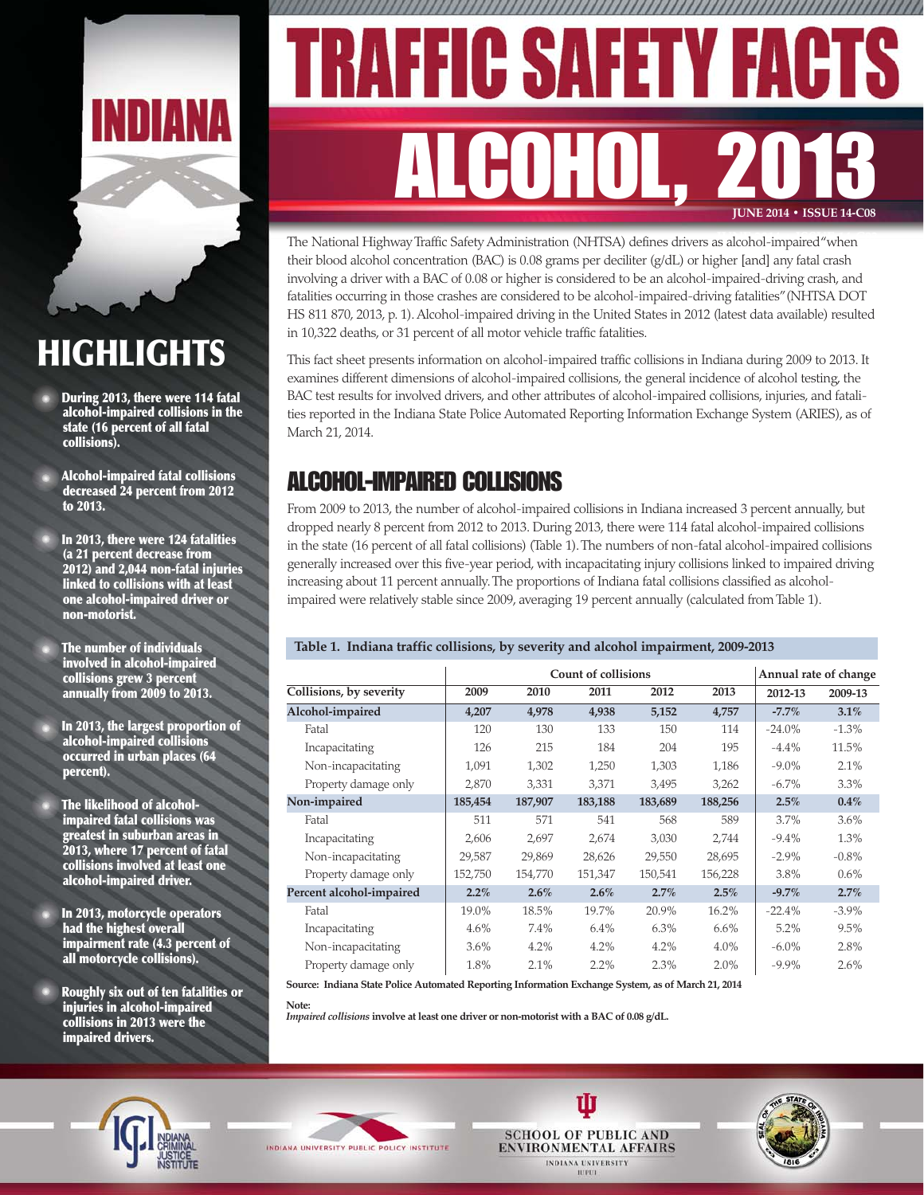# TRAFFIC SAFETY FACTS

# ALCOHOL, 2013

JUNE 2014 • ISSUE 14-C08

INDIANA

## HIGHLIGHTS

- During 2013, there were 114 fatal alcohol-impaired collisions in the state (16 percent of all fatal collisions).
- Alcohol-impaired fatal collisions decreased 24 percent from 2012 to 2013.
- In 2013, there were 124 fatalities (a 21 percent decrease from 2012) and 2,044 non-fatal injuries linked to collisions with at least one alcohol-impaired driver or non-motorist.
- The number of individuals involved in alcohol-impaired collisions grew 3 percent annually from 2009 to 2013.
- In 2013, the largest proportion of alcohol-impaired collisions occurred in urban places (64 percent).
- The likelihood of alcohol-impaired fatal collisions was greatest in suburban areas in 2013, where 17 percent of fatal collisions involved at least one alcohol-impaired driver.
- In 2013, motorcycle operators had the highest overall impairment rate (4.3 percent of all motorcycle collisions).
- Roughly six out of ten fatalities or injuries in alcohol-impaired collisions in 2013 were the impaired drivers.

The National Highway Traffic Safety Administration (NHTSA) defines drivers as alcohol-impaired "when their blood alcohol concentration (BAC) is 0.08 grams per deciliter (g/dL) or higher [and] any fatal crash involving a driver with a BAC of 0.08 or higher is considered to be an alcohol-impaired-driving crash, and fatalities occurring in those crashes are considered to be alcohol-impaired-driving fatalities" (NHTSA DOT HS 811 870, 2013, p. 1). Alcohol-impaired driving in the United States in 2012 (latest data available) resulted in 10,322 deaths, or 31 percent of all motor vehicle traffic fatalities.

This fact sheet presents information on alcohol-impaired traffic collisions in Indiana during 2009 to 2013. It examines different dimensions of alcohol-impaired collisions, the general incidence of alcohol testing, the BAC test results for involved drivers, and other attributes of alcohol-impaired collisions, injuries, and fatalities reported in the Indiana State Police Automated Reporting Information Exchange System (ARIES), as of March 21, 2014.

## ALCOHOL-IMPAIRED COLLISIONS

From 2009 to 2013, the number of alcohol-impaired collisions in Indiana increased 3 percent annually, but dropped nearly 8 percent from 2012 to 2013. During 2013, there were 114 fatal alcohol-impaired collisions in the state (16 percent of all fatal collisions) (Table 1). The numbers of non-fatal alcohol-impaired collisions generally increased over this five-year period, with incapacitating injury collisions linked to impaired driving increasing about 11 percent annually. The proportions of Indiana fatal collisions classified as alcohol-impaired were relatively stable since 2009, averaging 19 percent annually (calculated from Table 1).

**Table 1. Indiana traffic collisions, by severity and alcohol impairment, 2009-2013**

| | Count of collisions | | | | | Annual rate of change | |
|---|---|---|---|---|---|---|---|
| Collisions, by severity | 2009 | 2010 | 2011 | 2012 | 2013 | 2012-13 | 2009-13 |
| **Alcohol-impaired** | **4,207** | **4,978** | **4,938** | **5,152** | **4,757** | **-7.7%** | **3.1%** |
| Fatal | 120 | 130 | 133 | 150 | 114 | -24.0% | -1.3% |
| Incapacitating | 126 | 215 | 184 | 204 | 195 | -4.4% | 11.5% |
| Non-incapacitating | 1,091 | 1,302 | 1,250 | 1,303 | 1,186 | -9.0% | 2.1% |
| Property damage only | 2,870 | 3,331 | 3,371 | 3,495 | 3,262 | -6.7% | 3.3% |
| **Non-impaired** | **185,454** | **187,907** | **183,188** | **183,689** | **188,256** | **2.5%** | **0.4%** |
| Fatal | 511 | 571 | 541 | 568 | 589 | 3.7% | 3.6% |
| Incapacitating | 2,606 | 2,697 | 2,674 | 3,030 | 2,744 | -9.4% | 1.3% |
| Non-incapacitating | 29,587 | 29,869 | 28,626 | 29,550 | 28,695 | -2.9% | -0.8% |
| Property damage only | 152,750 | 154,770 | 151,347 | 150,541 | 156,228 | 3.8% | 0.6% |
| **Percent alcohol-impaired** | **2.2%** | **2.6%** | **2.6%** | **2.7%** | **2.5%** | **-9.7%** | **2.7%** |
| Fatal | 19.0% | 18.5% | 19.7% | 20.9% | 16.2% | -22.4% | -3.9% |
| Incapacitating | 4.6% | 7.4% | 6.4% | 6.3% | 6.6% | 5.2% | 9.5% |
| Non-incapacitating | 3.6% | 4.2% | 4.2% | 4.2% | 4.0% | -6.0% | 2.8% |
| Property damage only | 1.8% | 2.1% | 2.2% | 2.3% | 2.0% | -9.9% | 2.6% |

**Source: Indiana State Police Automated Reporting Information Exchange System, as of March 21, 2014**

**Note:**
***Impaired collisions*** **involve at least one driver or non-motorist with a BAC of 0.08 g/dL.**

INDIANA CRIMINAL JUSTICE INSTITUTE

INDIANA UNIVERSITY PUBLIC POLICY INSTITUTE

SCHOOL OF PUBLIC AND ENVIRONMENTAL AFFAIRS
INDIANA UNIVERSITY
IUPUI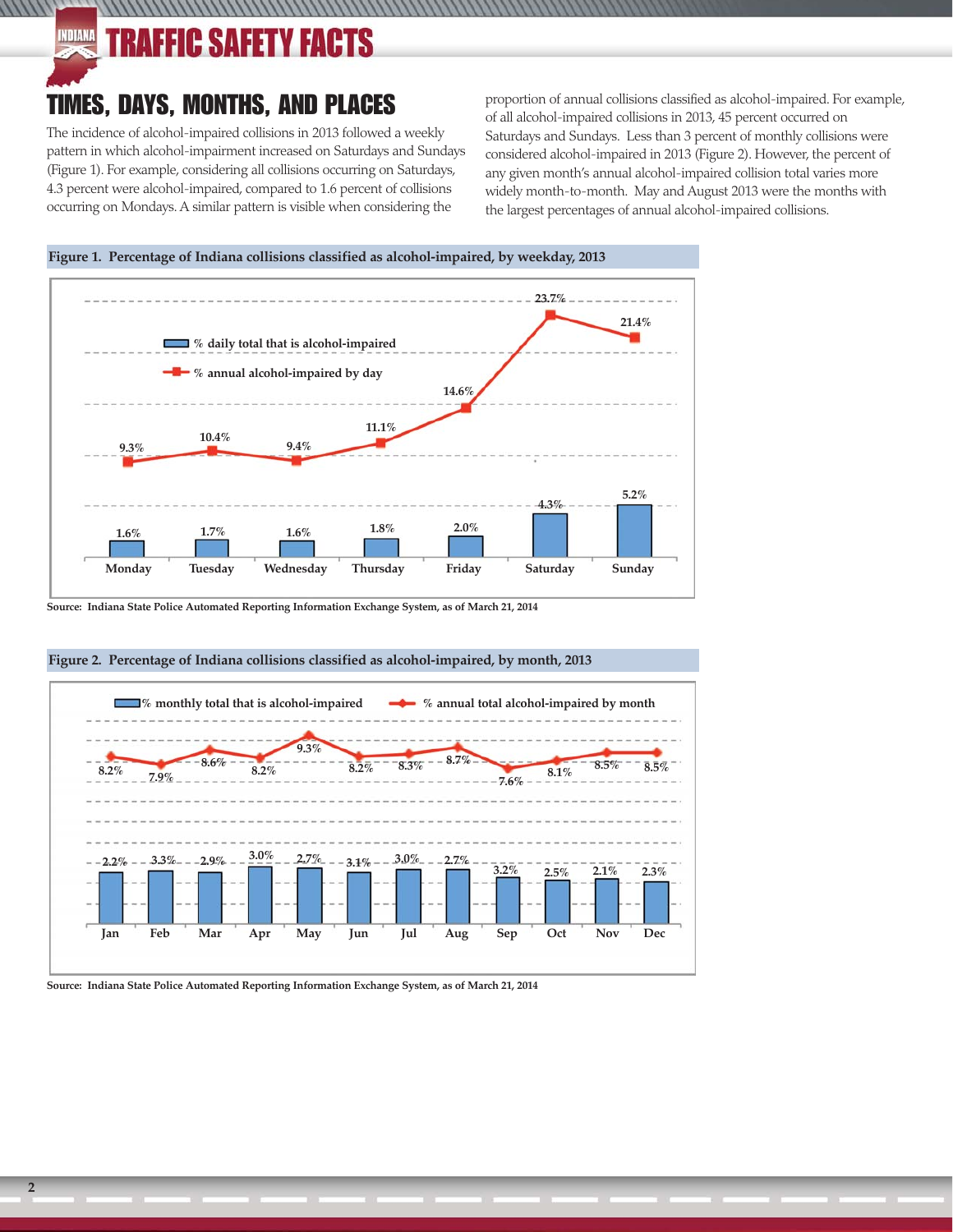# TIMES, DAYS, MONTHS, AND PLACES

The incidence of alcohol-impaired collisions in 2013 followed a weekly pattern in which alcohol-impairment increased on Saturdays and Sundays (Figure 1). For example, considering all collisions occurring on Saturdays, 4.3 percent were alcohol-impaired, compared to 1.6 percent of collisions occurring on Mondays. A similar pattern is visible when considering the proportion of annual collisions classified as alcohol-impaired. For example, of all alcohol-impaired collisions in 2013, 45 percent occurred on Saturdays and Sundays. Less than 3 percent of monthly collisions were considered alcohol-impaired in 2013 (Figure 2). However, the percent of any given month's annual alcohol-impaired collision total varies more widely month-to-month. May and August 2013 were the months with the largest percentages of annual alcohol-impaired collisions.

**Figure 1. Percentage of Indiana collisions classified as alcohol-impaired, by weekday, 2013**

| | Monday | Tuesday | Wednesday | Thursday | Friday | Saturday | Sunday |
|---|---|---|---|---|---|---|---|
| % daily total that is alcohol-impaired | 1.6% | 1.7% | 1.6% | 1.8% | 2.0% | 4.3% | 5.2% |
| % annual alcohol-impaired by day | 9.3% | 10.4% | 9.4% | 11.1% | 14.6% | 23.7% | 21.4% |

Source: Indiana State Police Automated Reporting Information Exchange System, as of March 21, 2014

**Figure 2. Percentage of Indiana collisions classified as alcohol-impaired, by month, 2013**

| | Jan | Feb | Mar | Apr | May | Jun | Jul | Aug | Sep | Oct | Nov | Dec |
|---|---|---|---|---|---|---|---|---|---|---|---|---|
| % monthly total that is alcohol-impaired | 2.2% | 3.3% | 2.9% | 3.0% | 2.7% | 3.1% | 3.0% | 2.7% | 3.2% | 2.5% | 2.1% | 2.3% |
| % annual total alcohol-impaired by month | 8.2% | 7.9% | 8.6% | 8.2% | 9.3% | 8.2% | 8.3% | 8.7% | 7.6% | 8.1% | 8.5% | 8.5% |

Source: Indiana State Police Automated Reporting Information Exchange System, as of March 21, 2014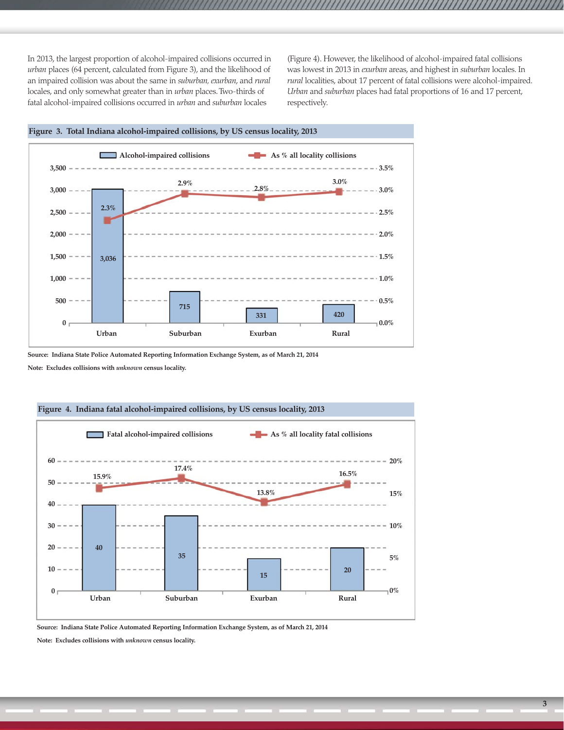In 2013, the largest proportion of alcohol-impaired collisions occurred in *urban* places (64 percent, calculated from Figure 3), and the likelihood of an impaired collision was about the same in *suburban, exurban,* and *rural* locales, and only somewhat greater than in *urban* places. Two-thirds of fatal alcohol-impaired collisions occurred in *urban* and *suburban* locales (Figure 4). However, the likelihood of alcohol-impaired fatal collisions was lowest in 2013 in *exurban* areas, and highest in *suburban* locales. In *rural* localities, about 17 percent of fatal collisions were alcohol-impaired. *Urban* and *suburban* places had fatal proportions of 16 and 17 percent, respectively.

**Figure 3. Total Indiana alcohol-impaired collisions, by US census locality, 2013**

| Locality | Alcohol-impaired collisions | As % all locality collisions |
|---|---|---|
| Urban | 3,036 | 2.3% |
| Suburban | 715 | 2.9% |
| Exurban | 331 | 2.8% |
| Rural | 420 | 3.0% |

Source: Indiana State Police Automated Reporting Information Exchange System, as of March 21, 2014

Note: Excludes collisions with *unknown* census locality.

**Figure 4. Indiana fatal alcohol-impaired collisions, by US census locality, 2013**

| Locality | Fatal alcohol-impaired collisions | As % all locality fatal collisions |
|---|---|---|
| Urban | 40 | 15.9% |
| Suburban | 35 | 17.4% |
| Exurban | 15 | 13.8% |
| Rural | 20 | 16.5% |

Source: Indiana State Police Automated Reporting Information Exchange System, as of March 21, 2014

Note: Excludes collisions with *unknown* census locality.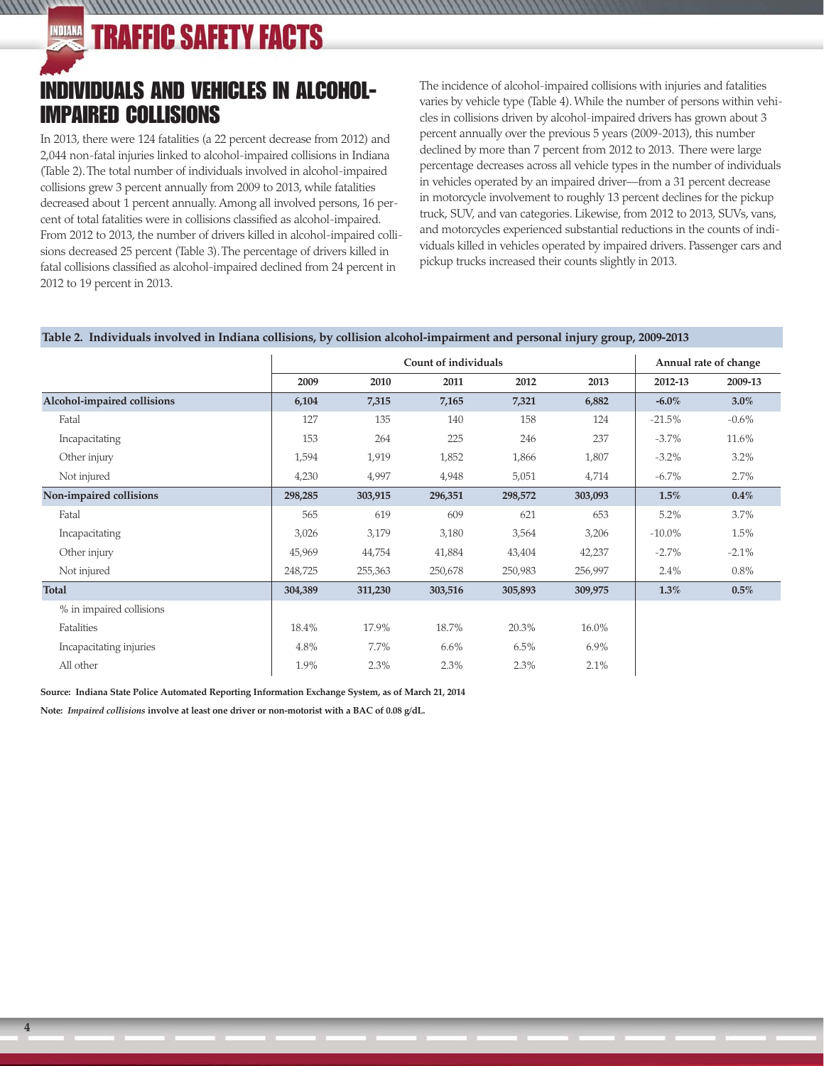## INDIVIDUALS AND VEHICLES IN ALCOHOL-IMPAIRED COLLISIONS

In 2013, there were 124 fatalities (a 22 percent decrease from 2012) and 2,044 non-fatal injuries linked to alcohol-impaired collisions in Indiana (Table 2). The total number of individuals involved in alcohol-impaired collisions grew 3 percent annually from 2009 to 2013, while fatalities decreased about 1 percent annually. Among all involved persons, 16 percent of total fatalities were in collisions classified as alcohol-impaired. From 2012 to 2013, the number of drivers killed in alcohol-impaired collisions decreased 25 percent (Table 3). The percentage of drivers killed in fatal collisions classified as alcohol-impaired declined from 24 percent in 2012 to 19 percent in 2013.

The incidence of alcohol-impaired collisions with injuries and fatalities varies by vehicle type (Table 4). While the number of persons within vehicles in collisions driven by alcohol-impaired drivers has grown about 3 percent annually over the previous 5 years (2009-2013), this number declined by more than 7 percent from 2012 to 2013. There were large percentage decreases across all vehicle types in the number of individuals in vehicles operated by an impaired driver—from a 31 percent decrease in motorcycle involvement to roughly 13 percent declines for the pickup truck, SUV, and van categories. Likewise, from 2012 to 2013, SUVs, vans, and motorcycles experienced substantial reductions in the counts of individuals killed in vehicles operated by impaired drivers. Passenger cars and pickup trucks increased their counts slightly in 2013.

**Table 2. Individuals involved in Indiana collisions, by collision alcohol-impairment and personal injury group, 2009-2013**

| | Count of individuals | | | | | Annual rate of change | |
|---|---|---|---|---|---|---|---|
| | 2009 | 2010 | 2011 | 2012 | 2013 | 2012-13 | 2009-13 |
| **Alcohol-impaired collisions** | **6,104** | **7,315** | **7,165** | **7,321** | **6,882** | **-6.0%** | **3.0%** |
| Fatal | 127 | 135 | 140 | 158 | 124 | -21.5% | -0.6% |
| Incapacitating | 153 | 264 | 225 | 246 | 237 | -3.7% | 11.6% |
| Other injury | 1,594 | 1,919 | 1,852 | 1,866 | 1,807 | -3.2% | 3.2% |
| Not injured | 4,230 | 4,997 | 4,948 | 5,051 | 4,714 | -6.7% | 2.7% |
| **Non-impaired collisions** | **298,285** | **303,915** | **296,351** | **298,572** | **303,093** | **1.5%** | **0.4%** |
| Fatal | 565 | 619 | 609 | 621 | 653 | 5.2% | 3.7% |
| Incapacitating | 3,026 | 3,179 | 3,180 | 3,564 | 3,206 | -10.0% | 1.5% |
| Other injury | 45,969 | 44,754 | 41,884 | 43,404 | 42,237 | -2.7% | -2.1% |
| Not injured | 248,725 | 255,363 | 250,678 | 250,983 | 256,997 | 2.4% | 0.8% |
| **Total** | **304,389** | **311,230** | **303,516** | **305,893** | **309,975** | **1.3%** | **0.5%** |
| % in impaired collisions | | | | | | | |
| Fatalities | 18.4% | 17.9% | 18.7% | 20.3% | 16.0% | | |
| Incapacitating injuries | 4.8% | 7.7% | 6.6% | 6.5% | 6.9% | | |
| All other | 1.9% | 2.3% | 2.3% | 2.3% | 2.1% | | |

**Source: Indiana State Police Automated Reporting Information Exchange System, as of March 21, 2014**

**Note: *Impaired collisions* involve at least one driver or non-motorist with a BAC of 0.08 g/dL.**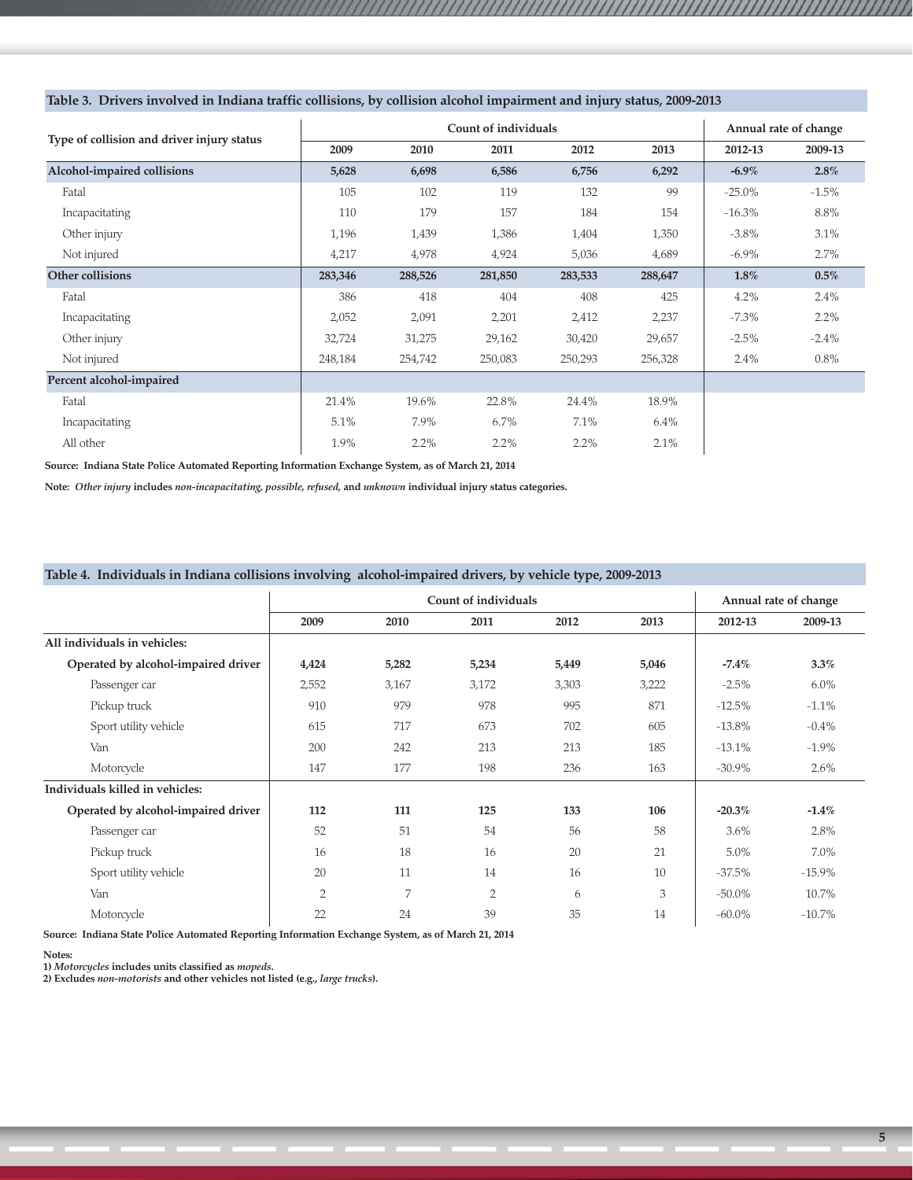**Table 3. Drivers involved in Indiana traffic collisions, by collision alcohol impairment and injury status, 2009-2013**

| Type of collision and driver injury status | Count of individuals | | | | | Annual rate of change | |
|---|---|---|---|---|---|---|---|
| | 2009 | 2010 | 2011 | 2012 | 2013 | 2012-13 | 2009-13 |
| **Alcohol-impaired collisions** | **5,628** | **6,698** | **6,586** | **6,756** | **6,292** | **-6.9%** | **2.8%** |
| Fatal | 105 | 102 | 119 | 132 | 99 | -25.0% | -1.5% |
| Incapacitating | 110 | 179 | 157 | 184 | 154 | -16.3% | 8.8% |
| Other injury | 1,196 | 1,439 | 1,386 | 1,404 | 1,350 | -3.8% | 3.1% |
| Not injured | 4,217 | 4,978 | 4,924 | 5,036 | 4,689 | -6.9% | 2.7% |
| **Other collisions** | **283,346** | **288,526** | **281,850** | **283,533** | **288,647** | **1.8%** | **0.5%** |
| Fatal | 386 | 418 | 404 | 408 | 425 | 4.2% | 2.4% |
| Incapacitating | 2,052 | 2,091 | 2,201 | 2,412 | 2,237 | -7.3% | 2.2% |
| Other injury | 32,724 | 31,275 | 29,162 | 30,420 | 29,657 | -2.5% | -2.4% |
| Not injured | 248,184 | 254,742 | 250,083 | 250,293 | 256,328 | 2.4% | 0.8% |
| **Percent alcohol-impaired** | | | | | | | |
| Fatal | 21.4% | 19.6% | 22.8% | 24.4% | 18.9% | | |
| Incapacitating | 5.1% | 7.9% | 6.7% | 7.1% | 6.4% | | |
| All other | 1.9% | 2.2% | 2.2% | 2.2% | 2.1% | | |

**Source: Indiana State Police Automated Reporting Information Exchange System, as of March 21, 2014**

**Note:** ***Other injury*** **includes** ***non-incapacitating, possible, refused,*** **and** ***unknown*** **individual injury status categories.**

**Table 4. Individuals in Indiana collisions involving alcohol-impaired drivers, by vehicle type, 2009-2013**

| | Count of individuals | | | | | Annual rate of change | |
|---|---|---|---|---|---|---|---|
| | 2009 | 2010 | 2011 | 2012 | 2013 | 2012-13 | 2009-13 |
| **All individuals in vehicles:** | | | | | | | |
| **Operated by alcohol-impaired driver** | **4,424** | **5,282** | **5,234** | **5,449** | **5,046** | **-7.4%** | **3.3%** |
| Passenger car | 2,552 | 3,167 | 3,172 | 3,303 | 3,222 | -2.5% | 6.0% |
| Pickup truck | 910 | 979 | 978 | 995 | 871 | -12.5% | -1.1% |
| Sport utility vehicle | 615 | 717 | 673 | 702 | 605 | -13.8% | -0.4% |
| Van | 200 | 242 | 213 | 213 | 185 | -13.1% | -1.9% |
| Motorcycle | 147 | 177 | 198 | 236 | 163 | -30.9% | 2.6% |
| **Individuals killed in vehicles:** | | | | | | | |
| **Operated by alcohol-impaired driver** | **112** | **111** | **125** | **133** | **106** | **-20.3%** | **-1.4%** |
| Passenger car | 52 | 51 | 54 | 56 | 58 | 3.6% | 2.8% |
| Pickup truck | 16 | 18 | 16 | 20 | 21 | 5.0% | 7.0% |
| Sport utility vehicle | 20 | 11 | 14 | 16 | 10 | -37.5% | -15.9% |
| Van | 2 | 7 | 2 | 6 | 3 | -50.0% | 10.7% |
| Motorcycle | 22 | 24 | 39 | 35 | 14 | -60.0% | -10.7% |

**Source: Indiana State Police Automated Reporting Information Exchange System, as of March 21, 2014**

**Notes:**
**1)** ***Motorcycles*** **includes units classified as** ***mopeds*****.**
**2) Excludes** ***non-motorists*** **and other vehicles not listed (e.g.,** ***large trucks*****).**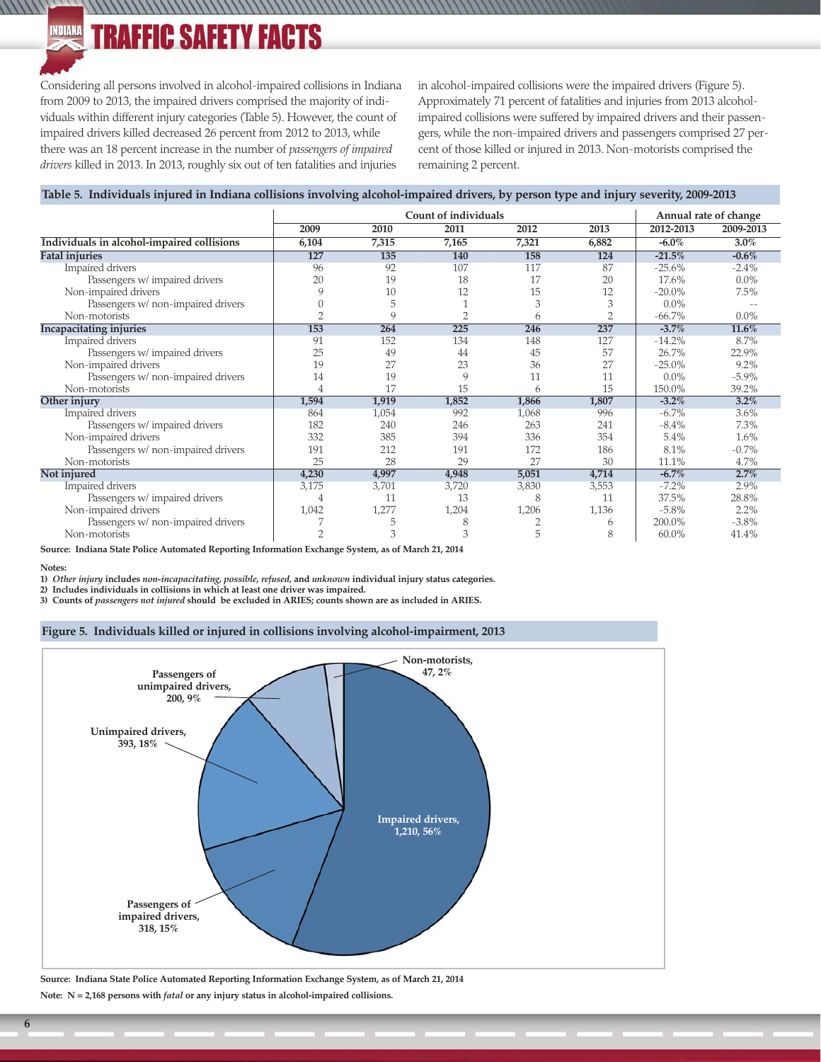Considering all persons involved in alcohol-impaired collisions in Indiana from 2009 to 2013, the impaired drivers comprised the majority of individuals within different injury categories (Table 5). However, the count of impaired drivers killed decreased 26 percent from 2012 to 2013, while there was an 18 percent increase in the number of *passengers of impaired drivers* killed in 2013. In 2013, roughly six out of ten fatalities and injuries in alcohol-impaired collisions were the impaired drivers (Figure 5). Approximately 71 percent of fatalities and injuries from 2013 alcohol-impaired collisions were suffered by impaired drivers and their passengers, while the non-impaired drivers and passengers comprised 27 percent of those killed or injured in 2013. Non-motorists comprised the remaining 2 percent.

**Table 5. Individuals injured in Indiana collisions involving alcohol-impaired drivers, by person type and injury severity, 2009-2013**

| | Count of individuals | | | | | Annual rate of change | |
|---|---|---|---|---|---|---|---|
| | 2009 | 2010 | 2011 | 2012 | 2013 | 2012-2013 | 2009-2013 |
| **Individuals in alcohol-impaired collisions** | **6,104** | **7,315** | **7,165** | **7,321** | **6,882** | **-6.0%** | **3.0%** |
| **Fatal injuries** | **127** | **135** | **140** | **158** | **124** | **-21.5%** | **-0.6%** |
| Impaired drivers | 96 | 92 | 107 | 117 | 87 | -25.6% | -2.4% |
| Passengers w/ impaired drivers | 20 | 19 | 18 | 17 | 20 | 17.6% | 0.0% |
| Non-impaired drivers | 9 | 10 | 12 | 15 | 12 | -20.0% | 7.5% |
| Passengers w/ non-impaired drivers | 0 | 5 | 1 | 3 | 3 | 0.0% | -- |
| Non-motorists | 2 | 9 | 2 | 6 | 2 | -66.7% | 0.0% |
| **Incapacitating injuries** | **153** | **264** | **225** | **246** | **237** | **-3.7%** | **11.6%** |
| Impaired drivers | 91 | 152 | 134 | 148 | 127 | -14.2% | 8.7% |
| Passengers w/ impaired drivers | 25 | 49 | 44 | 45 | 57 | 26.7% | 22.9% |
| Non-impaired drivers | 19 | 27 | 23 | 36 | 27 | -25.0% | 9.2% |
| Passengers w/ non-impaired drivers | 14 | 19 | 9 | 11 | 11 | 0.0% | -5.9% |
| Non-motorists | 4 | 17 | 15 | 6 | 15 | 150.0% | 39.2% |
| **Other injury** | **1,594** | **1,919** | **1,852** | **1,866** | **1,807** | **-3.2%** | **3.2%** |
| Impaired drivers | 864 | 1,054 | 992 | 1,068 | 996 | -6.7% | 3.6% |
| Passengers w/ impaired drivers | 182 | 240 | 246 | 263 | 241 | -8.4% | 7.3% |
| Non-impaired drivers | 332 | 385 | 394 | 336 | 354 | 5.4% | 1.6% |
| Passengers w/ non-impaired drivers | 191 | 212 | 191 | 172 | 186 | 8.1% | -0.7% |
| Non-motorists | 25 | 28 | 29 | 27 | 30 | 11.1% | 4.7% |
| **Not injured** | **4,230** | **4,997** | **4,948** | **5,051** | **4,714** | **-6.7%** | **2.7%** |
| Impaired drivers | 3,175 | 3,701 | 3,720 | 3,830 | 3,553 | -7.2% | 2.9% |
| Passengers w/ impaired drivers | 4 | 11 | 13 | 8 | 11 | 37.5% | 28.8% |
| Non-impaired drivers | 1,042 | 1,277 | 1,204 | 1,206 | 1,136 | -5.8% | 2.2% |
| Passengers w/ non-impaired drivers | 7 | 5 | 8 | 2 | 6 | 200.0% | -3.8% |
| Non-motorists | 2 | 3 | 3 | 5 | 8 | 60.0% | 41.4% |

**Source: Indiana State Police Automated Reporting Information Exchange System, as of March 21, 2014**

**Notes:**

**1) *Other injury* includes *non-incapacitating, possible, refused,* and *unknown* individual injury status categories.**

**2) Includes individuals in collisions in which at least one driver was impaired.**

**3) Counts of *passengers not injured* should be excluded in ARIES; counts shown are as included in ARIES.**

**Figure 5. Individuals killed or injured in collisions involving alcohol-impairment, 2013**

| Person type | Count | Percent |
|---|---|---|
| Impaired drivers | 1,210 | 56% |
| Passengers of impaired drivers | 318 | 15% |
| Unimpaired drivers | 393 | 18% |
| Passengers of unimpaired drivers | 200 | 9% |
| Non-motorists | 47 | 2% |

**Source: Indiana State Police Automated Reporting Information Exchange System, as of March 21, 2014**

**Note: N = 2,168 persons with *fatal* or any injury status in alcohol-impaired collisions.**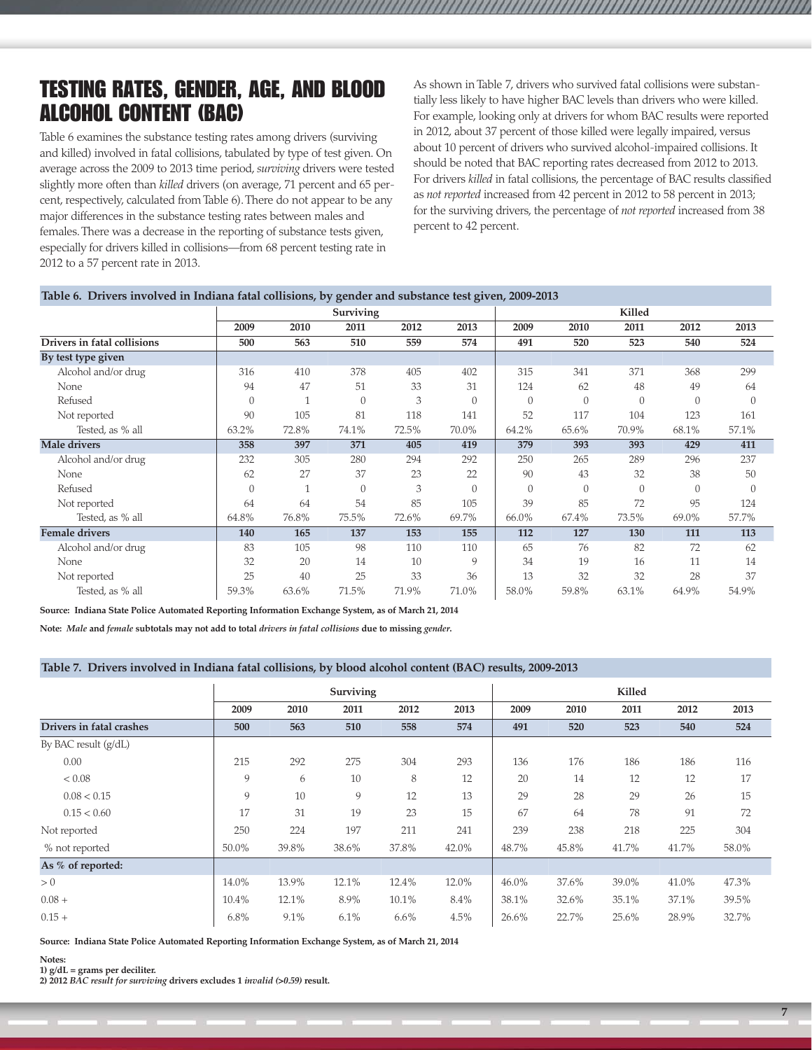## TESTING RATES, GENDER, AGE, AND BLOOD ALCOHOL CONTENT (BAC)

Table 6 examines the substance testing rates among drivers (surviving and killed) involved in fatal collisions, tabulated by type of test given. On average across the 2009 to 2013 time period, *surviving* drivers were tested slightly more often than *killed* drivers (on average, 71 percent and 65 percent, respectively, calculated from Table 6). There do not appear to be any major differences in the substance testing rates between males and females. There was a decrease in the reporting of substance tests given, especially for drivers killed in collisions—from 68 percent testing rate in 2012 to a 57 percent rate in 2013.

As shown in Table 7, drivers who survived fatal collisions were substantially less likely to have higher BAC levels than drivers who were killed. For example, looking only at drivers for whom BAC results were reported in 2012, about 37 percent of those killed were legally impaired, versus about 10 percent of drivers who survived alcohol-impaired collisions. It should be noted that BAC reporting rates decreased from 2012 to 2013. For drivers *killed* in fatal collisions, the percentage of BAC results classified as *not reported* increased from 42 percent in 2012 to 58 percent in 2013; for the surviving drivers, the percentage of *not reported* increased from 38 percent to 42 percent.

**Table 6. Drivers involved in Indiana fatal collisions, by gender and substance test given, 2009-2013**

| | Surviving | | | | | Killed | | | | |
|---|---|---|---|---|---|---|---|---|---|---|
| | 2009 | 2010 | 2011 | 2012 | 2013 | 2009 | 2010 | 2011 | 2012 | 2013 |
| **Drivers in fatal collisions** | **500** | **563** | **510** | **559** | **574** | **491** | **520** | **523** | **540** | **524** |
| **By test type given** | | | | | | | | | | |
| Alcohol and/or drug | 316 | 410 | 378 | 405 | 402 | 315 | 341 | 371 | 368 | 299 |
| None | 94 | 47 | 51 | 33 | 31 | 124 | 62 | 48 | 49 | 64 |
| Refused | 0 | 1 | 0 | 3 | 0 | 0 | 0 | 0 | 0 | 0 |
| Not reported | 90 | 105 | 81 | 118 | 141 | 52 | 117 | 104 | 123 | 161 |
| Tested, as % all | 63.2% | 72.8% | 74.1% | 72.5% | 70.0% | 64.2% | 65.6% | 70.9% | 68.1% | 57.1% |
| **Male drivers** | **358** | **397** | **371** | **405** | **419** | **379** | **393** | **393** | **429** | **411** |
| Alcohol and/or drug | 232 | 305 | 280 | 294 | 292 | 250 | 265 | 289 | 296 | 237 |
| None | 62 | 27 | 37 | 23 | 22 | 90 | 43 | 32 | 38 | 50 |
| Refused | 0 | 1 | 0 | 3 | 0 | 0 | 0 | 0 | 0 | 0 |
| Not reported | 64 | 64 | 54 | 85 | 105 | 39 | 85 | 72 | 95 | 124 |
| Tested, as % all | 64.8% | 76.8% | 75.5% | 72.6% | 69.7% | 66.0% | 67.4% | 73.5% | 69.0% | 57.7% |
| **Female drivers** | **140** | **165** | **137** | **153** | **155** | **112** | **127** | **130** | **111** | **113** |
| Alcohol and/or drug | 83 | 105 | 98 | 110 | 110 | 65 | 76 | 82 | 72 | 62 |
| None | 32 | 20 | 14 | 10 | 9 | 34 | 19 | 16 | 11 | 14 |
| Not reported | 25 | 40 | 25 | 33 | 36 | 13 | 32 | 32 | 28 | 37 |
| Tested, as % all | 59.3% | 63.6% | 71.5% | 71.9% | 71.0% | 58.0% | 59.8% | 63.1% | 64.9% | 54.9% |

**Source: Indiana State Police Automated Reporting Information Exchange System, as of March 21, 2014**

**Note:** ***Male*** **and** ***female*** **subtotals may not add to total** ***drivers in fatal collisions*** **due to missing** ***gender*****.**

**Table 7. Drivers involved in Indiana fatal collisions, by blood alcohol content (BAC) results, 2009-2013**

| | Surviving | | | | | Killed | | | | |
|---|---|---|---|---|---|---|---|---|---|---|
| | 2009 | 2010 | 2011 | 2012 | 2013 | 2009 | 2010 | 2011 | 2012 | 2013 |
| **Drivers in fatal crashes** | **500** | **563** | **510** | **558** | **574** | **491** | **520** | **523** | **540** | **524** |
| By BAC result (g/dL) | | | | | | | | | | |
| 0.00 | 215 | 292 | 275 | 304 | 293 | 136 | 176 | 186 | 186 | 116 |
| < 0.08 | 9 | 6 | 10 | 8 | 12 | 20 | 14 | 12 | 12 | 17 |
| 0.08 < 0.15 | 9 | 10 | 9 | 12 | 13 | 29 | 28 | 29 | 26 | 15 |
| 0.15 < 0.60 | 17 | 31 | 19 | 23 | 15 | 67 | 64 | 78 | 91 | 72 |
| Not reported | 250 | 224 | 197 | 211 | 241 | 239 | 238 | 218 | 225 | 304 |
| % not reported | 50.0% | 39.8% | 38.6% | 37.8% | 42.0% | 48.7% | 45.8% | 41.7% | 41.7% | 58.0% |
| **As % of reported:** | | | | | | | | | | |
| > 0 | 14.0% | 13.9% | 12.1% | 12.4% | 12.0% | 46.0% | 37.6% | 39.0% | 41.0% | 47.3% |
| 0.08 + | 10.4% | 12.1% | 8.9% | 10.1% | 8.4% | 38.1% | 32.6% | 35.1% | 37.1% | 39.5% |
| 0.15 + | 6.8% | 9.1% | 6.1% | 6.6% | 4.5% | 26.6% | 22.7% | 25.6% | 28.9% | 32.7% |

**Source: Indiana State Police Automated Reporting Information Exchange System, as of March 21, 2014**

**Notes:**
**1) g/dL = grams per deciliter.**
**2) 2012** ***BAC result for surviving*** **drivers excludes 1** ***invalid (>0.59)*** **result.**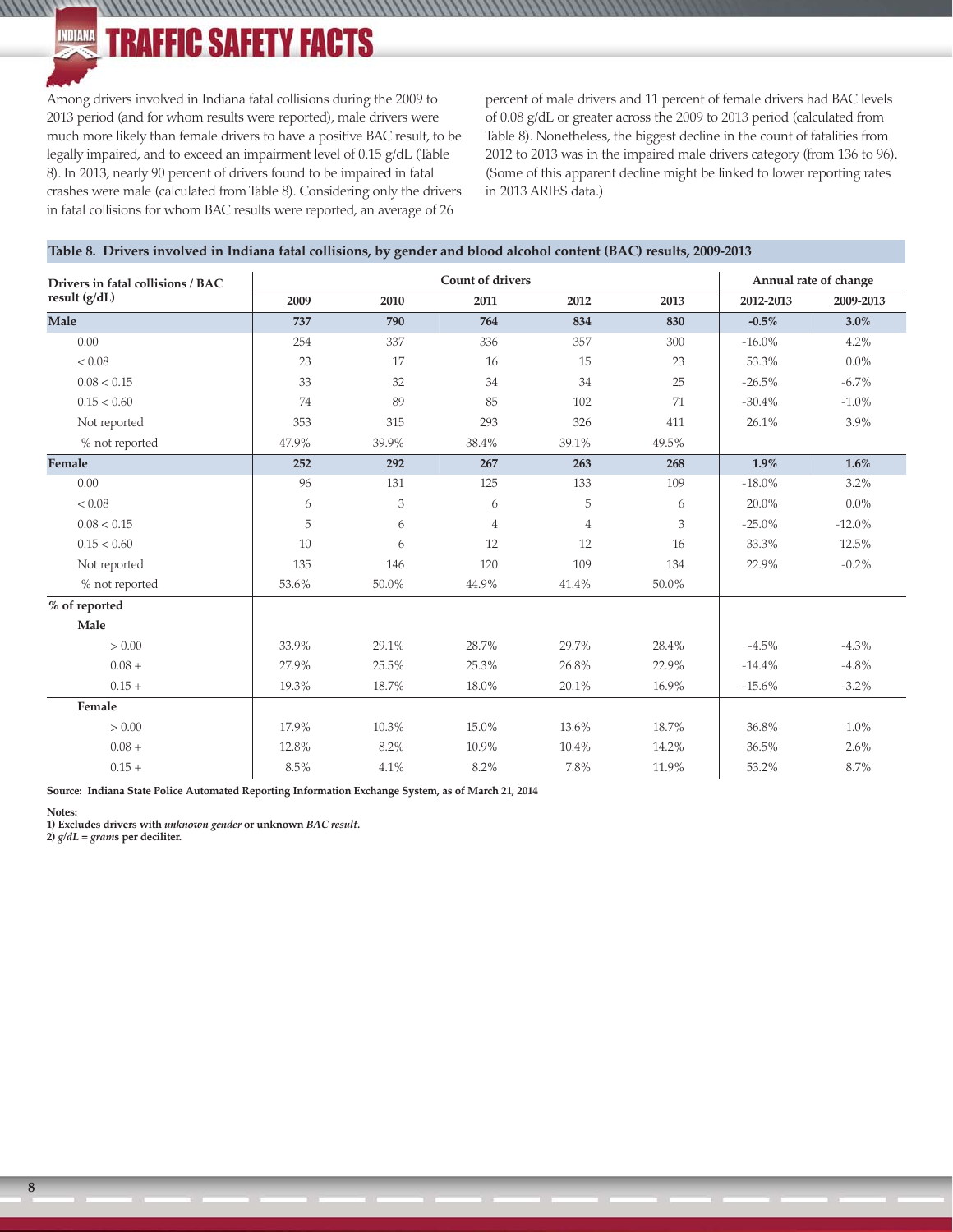Among drivers involved in Indiana fatal collisions during the 2009 to 2013 period (and for whom results were reported), male drivers were much more likely than female drivers to have a positive BAC result, to be legally impaired, and to exceed an impairment level of 0.15 g/dL (Table 8). In 2013, nearly 90 percent of drivers found to be impaired in fatal crashes were male (calculated from Table 8). Considering only the drivers in fatal collisions for whom BAC results were reported, an average of 26 percent of male drivers and 11 percent of female drivers had BAC levels of 0.08 g/dL or greater across the 2009 to 2013 period (calculated from Table 8). Nonetheless, the biggest decline in the count of fatalities from 2012 to 2013 was in the impaired male drivers category (from 136 to 96). (Some of this apparent decline might be linked to lower reporting rates in 2013 ARIES data.)

**Table 8. Drivers involved in Indiana fatal collisions, by gender and blood alcohol content (BAC) results, 2009-2013**

| Drivers in fatal collisions / BAC result (g/dL) | Count of drivers | | | | | Annual rate of change | |
|---|---|---|---|---|---|---|---|
| | 2009 | 2010 | 2011 | 2012 | 2013 | 2012-2013 | 2009-2013 |
| **Male** | **737** | **790** | **764** | **834** | **830** | **-0.5%** | **3.0%** |
| 0.00 | 254 | 337 | 336 | 357 | 300 | -16.0% | 4.2% |
| < 0.08 | 23 | 17 | 16 | 15 | 23 | 53.3% | 0.0% |
| 0.08 < 0.15 | 33 | 32 | 34 | 34 | 25 | -26.5% | -6.7% |
| 0.15 < 0.60 | 74 | 89 | 85 | 102 | 71 | -30.4% | -1.0% |
| Not reported | 353 | 315 | 293 | 326 | 411 | 26.1% | 3.9% |
| % not reported | 47.9% | 39.9% | 38.4% | 39.1% | 49.5% | | |
| **Female** | **252** | **292** | **267** | **263** | **268** | **1.9%** | **1.6%** |
| 0.00 | 96 | 131 | 125 | 133 | 109 | -18.0% | 3.2% |
| < 0.08 | 6 | 3 | 6 | 5 | 6 | 20.0% | 0.0% |
| 0.08 < 0.15 | 5 | 6 | 4 | 4 | 3 | -25.0% | -12.0% |
| 0.15 < 0.60 | 10 | 6 | 12 | 12 | 16 | 33.3% | 12.5% |
| Not reported | 135 | 146 | 120 | 109 | 134 | 22.9% | -0.2% |
| % not reported | 53.6% | 50.0% | 44.9% | 41.4% | 50.0% | | |
| **% of reported** | | | | | | | |
| **Male** | | | | | | | |
| > 0.00 | 33.9% | 29.1% | 28.7% | 29.7% | 28.4% | -4.5% | -4.3% |
| 0.08 + | 27.9% | 25.5% | 25.3% | 26.8% | 22.9% | -14.4% | -4.8% |
| 0.15 + | 19.3% | 18.7% | 18.0% | 20.1% | 16.9% | -15.6% | -3.2% |
| **Female** | | | | | | | |
| > 0.00 | 17.9% | 10.3% | 15.0% | 13.6% | 18.7% | 36.8% | 1.0% |
| 0.08 + | 12.8% | 8.2% | 10.9% | 10.4% | 14.2% | 36.5% | 2.6% |
| 0.15 + | 8.5% | 4.1% | 8.2% | 7.8% | 11.9% | 53.2% | 8.7% |

**Source: Indiana State Police Automated Reporting Information Exchange System, as of March 21, 2014**

**Notes:**
**1) Excludes drivers with *unknown gender* or unknown *BAC result*.**
**2) *g/dL = gram*s per deciliter.**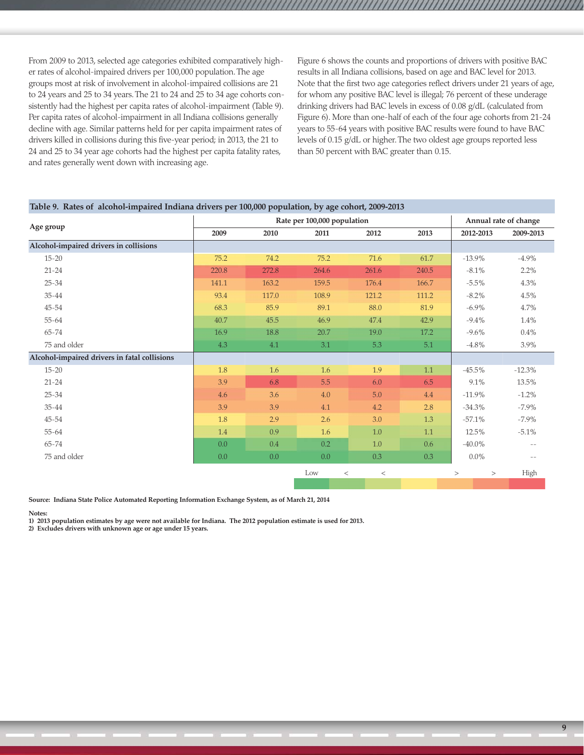From 2009 to 2013, selected age categories exhibited comparatively higher rates of alcohol-impaired drivers per 100,000 population. The age groups most at risk of involvement in alcohol-impaired collisions are 21 to 24 years and 25 to 34 years. The 21 to 24 and 25 to 34 age cohorts consistently had the highest per capita rates of alcohol-impairment (Table 9). Per capita rates of alcohol-impairment in all Indiana collisions generally decline with age. Similar patterns held for per capita impairment rates of drivers killed in collisions during this five-year period; in 2013, the 21 to 24 and 25 to 34 year age cohorts had the highest per capita fatality rates, and rates generally went down with increasing age.

Figure 6 shows the counts and proportions of drivers with positive BAC results in all Indiana collisions, based on age and BAC level for 2013. Note that the first two age categories reflect drivers under 21 years of age, for whom any positive BAC level is illegal; 76 percent of these underage drinking drivers had BAC levels in excess of 0.08 g/dL (calculated from Figure 6). More than one-half of each of the four age cohorts from 21-24 years to 55-64 years with positive BAC results were found to have BAC levels of 0.15 g/dL or higher. The two oldest age groups reported less than 50 percent with BAC greater than 0.15.

**Table 9. Rates of alcohol-impaired Indiana drivers per 100,000 population, by age cohort, 2009-2013**

| Age group | Rate per 100,000 population | | | | | Annual rate of change | |
|---|---|---|---|---|---|---|---|
| | 2009 | 2010 | 2011 | 2012 | 2013 | 2012-2013 | 2009-2013 |
| **Alcohol-impaired drivers in collisions** | | | | | | | |
| 15-20 | 75.2 | 74.2 | 75.2 | 71.6 | 61.7 | -13.9% | -4.9% |
| 21-24 | 220.8 | 272.8 | 264.6 | 261.6 | 240.5 | -8.1% | 2.2% |
| 25-34 | 141.1 | 163.2 | 159.5 | 176.4 | 166.7 | -5.5% | 4.3% |
| 35-44 | 93.4 | 117.0 | 108.9 | 121.2 | 111.2 | -8.2% | 4.5% |
| 45-54 | 68.3 | 85.9 | 89.1 | 88.0 | 81.9 | -6.9% | 4.7% |
| 55-64 | 40.7 | 45.5 | 46.9 | 47.4 | 42.9 | -9.4% | 1.4% |
| 65-74 | 16.9 | 18.8 | 20.7 | 19.0 | 17.2 | -9.6% | 0.4% |
| 75 and older | 4.3 | 4.1 | 3.1 | 5.3 | 5.1 | -4.8% | 3.9% |
| **Alcohol-impaired drivers in fatal collisions** | | | | | | | |
| 15-20 | 1.8 | 1.6 | 1.6 | 1.9 | 1.1 | -45.5% | -12.3% |
| 21-24 | 3.9 | 6.8 | 5.5 | 6.0 | 6.5 | 9.1% | 13.5% |
| 25-34 | 4.6 | 3.6 | 4.0 | 5.0 | 4.4 | -11.9% | -1.2% |
| 35-44 | 3.9 | 3.9 | 4.1 | 4.2 | 2.8 | -34.3% | -7.9% |
| 45-54 | 1.8 | 2.9 | 2.6 | 3.0 | 1.3 | -57.1% | -7.9% |
| 55-64 | 1.4 | 0.9 | 1.6 | 1.0 | 1.1 | 12.5% | -5.1% |
| 65-74 | 0.0 | 0.4 | 0.2 | 1.0 | 0.6 | -40.0% | -- |
| 75 and older | 0.0 | 0.0 | 0.0 | 0.3 | 0.3 | 0.0% | -- |

Low < < > > High

**Source: Indiana State Police Automated Reporting Information Exchange System, as of March 21, 2014**

**Notes:**
**1) 2013 population estimates by age were not available for Indiana. The 2012 population estimate is used for 2013.**
**2) Excludes drivers with unknown age or age under 15 years.**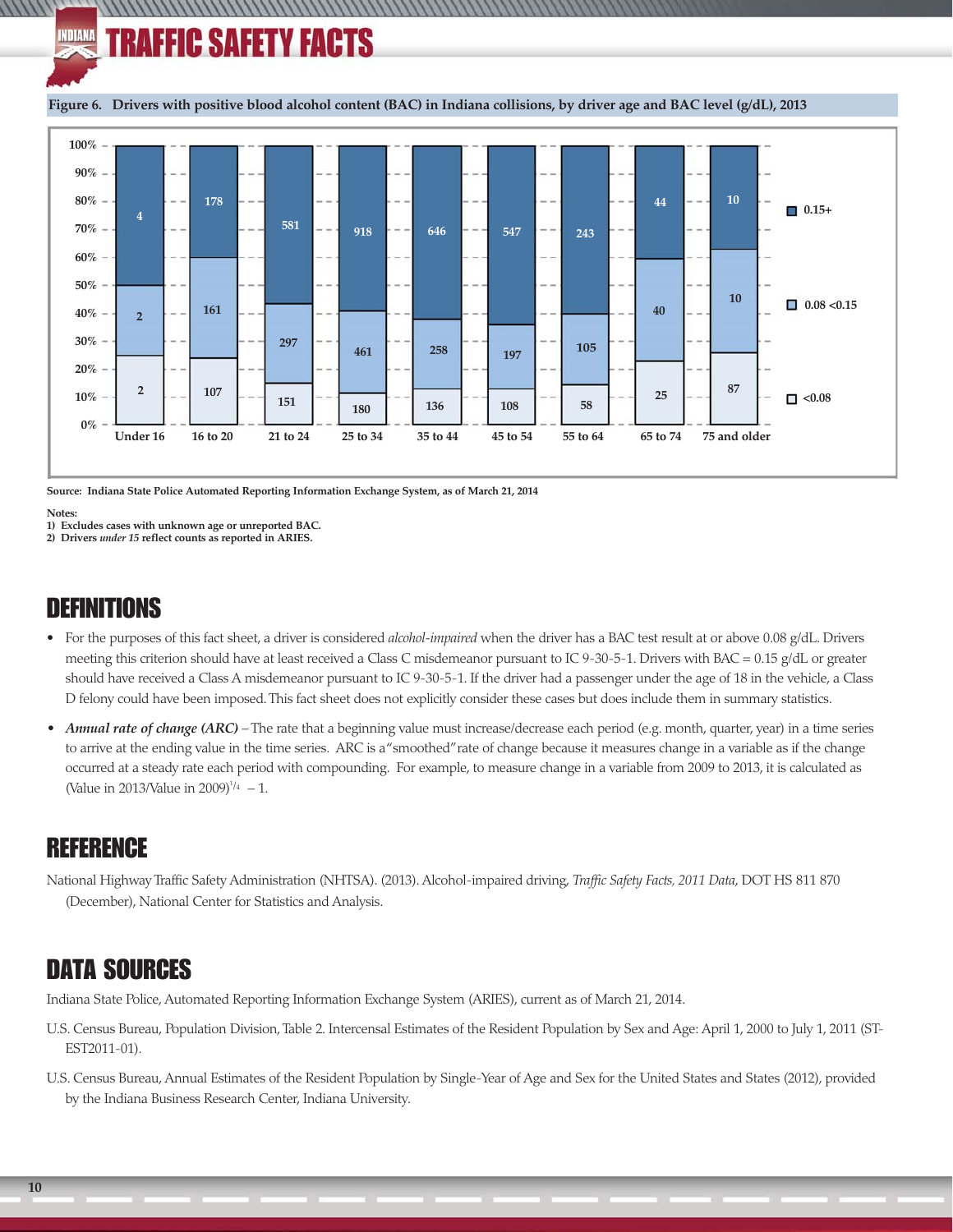**Figure 6. Drivers with positive blood alcohol content (BAC) in Indiana collisions, by driver age and BAC level (g/dL), 2013**

| Driver age | <0.08 | 0.08 <0.15 | 0.15+ |
|---|---|---|---|
| Under 16 | 2 | 2 | 4 |
| 16 to 20 | 107 | 161 | 178 |
| 21 to 24 | 151 | 297 | 581 |
| 25 to 34 | 180 | 461 | 918 |
| 35 to 44 | 136 | 258 | 646 |
| 45 to 54 | 108 | 197 | 547 |
| 55 to 64 | 58 | 105 | 243 |
| 65 to 74 | 25 | 40 | 44 |
| 75 and older | 87 | 10 | 10 |

Source: Indiana State Police Automated Reporting Information Exchange System, as of March 21, 2014

Notes:
1) Excludes cases with unknown age or unreported BAC.
2) Drivers *under 15* reflect counts as reported in ARIES.

# DEFINITIONS

- For the purposes of this fact sheet, a driver is considered *alcohol-impaired* when the driver has a BAC test result at or above 0.08 g/dL. Drivers meeting this criterion should have at least received a Class C misdemeanor pursuant to IC 9-30-5-1. Drivers with BAC = 0.15 g/dL or greater should have received a Class A misdemeanor pursuant to IC 9-30-5-1. If the driver had a passenger under the age of 18 in the vehicle, a Class D felony could have been imposed. This fact sheet does not explicitly consider these cases but does include them in summary statistics.
- ***Annual rate of change (ARC)*** – The rate that a beginning value must increase/decrease each period (e.g. month, quarter, year) in a time series to arrive at the ending value in the time series. ARC is a "smoothed" rate of change because it measures change in a variable as if the change occurred at a steady rate each period with compounding. For example, to measure change in a variable from 2009 to 2013, it is calculated as (Value in 2013/Value in 2009)$^{1/4}$ – 1.

# REFERENCE

National Highway Traffic Safety Administration (NHTSA). (2013). Alcohol-impaired driving, *Traffic Safety Facts, 2011 Data*, DOT HS 811 870 (December), National Center for Statistics and Analysis.

# DATA SOURCES

Indiana State Police, Automated Reporting Information Exchange System (ARIES), current as of March 21, 2014.

U.S. Census Bureau, Population Division, Table 2. Intercensal Estimates of the Resident Population by Sex and Age: April 1, 2000 to July 1, 2011 (ST-EST2011-01).

U.S. Census Bureau, Annual Estimates of the Resident Population by Single-Year of Age and Sex for the United States and States (2012), provided by the Indiana Business Research Center, Indiana University.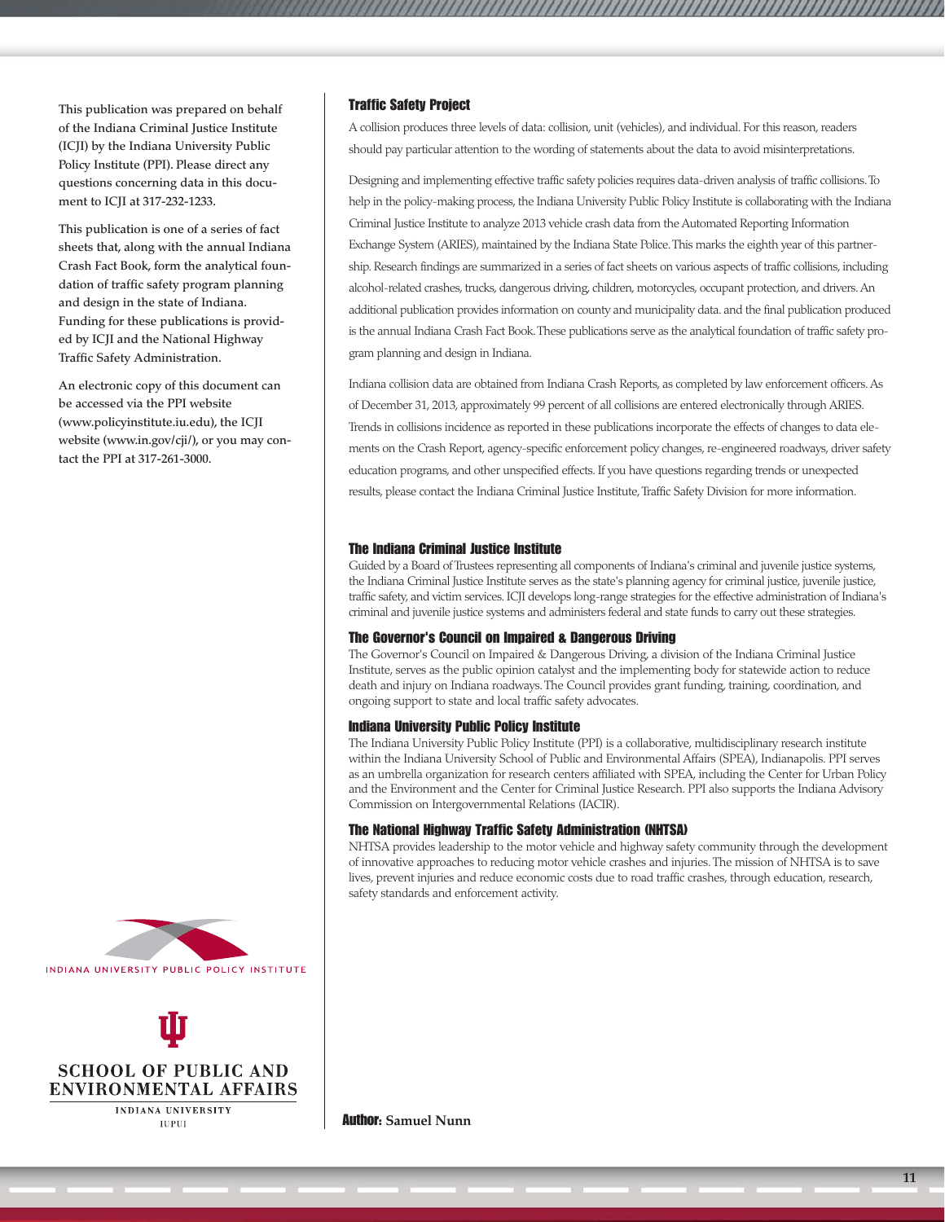This publication was prepared on behalf of the Indiana Criminal Justice Institute (ICJI) by the Indiana University Public Policy Institute (PPI). Please direct any questions concerning data in this document to ICJI at 317-232-1233.

This publication is one of a series of fact sheets that, along with the annual Indiana Crash Fact Book, form the analytical foundation of traffic safety program planning and design in the state of Indiana. Funding for these publications is provided by ICJI and the National Highway Traffic Safety Administration.

An electronic copy of this document can be accessed via the PPI website (www.policyinstitute.iu.edu), the ICJI website (www.in.gov/cji/), or you may contact the PPI at 317-261-3000.

INDIANA UNIVERSITY PUBLIC POLICY INSTITUTE

SCHOOL OF PUBLIC AND ENVIRONMENTAL AFFAIRS

INDIANA UNIVERSITY

IUPUI

## Traffic Safety Project

A collision produces three levels of data: collision, unit (vehicles), and individual. For this reason, readers should pay particular attention to the wording of statements about the data to avoid misinterpretations.

Designing and implementing effective traffic safety policies requires data-driven analysis of traffic collisions. To help in the policy-making process, the Indiana University Public Policy Institute is collaborating with the Indiana Criminal Justice Institute to analyze 2013 vehicle crash data from the Automated Reporting Information Exchange System (ARIES), maintained by the Indiana State Police. This marks the eighth year of this partnership. Research findings are summarized in a series of fact sheets on various aspects of traffic collisions, including alcohol-related crashes, trucks, dangerous driving, children, motorcycles, occupant protection, and drivers. An additional publication provides information on county and municipality data. and the final publication produced is the annual Indiana Crash Fact Book. These publications serve as the analytical foundation of traffic safety program planning and design in Indiana.

Indiana collision data are obtained from Indiana Crash Reports, as completed by law enforcement officers. As of December 31, 2013, approximately 99 percent of all collisions are entered electronically through ARIES. Trends in collisions incidence as reported in these publications incorporate the effects of changes to data elements on the Crash Report, agency-specific enforcement policy changes, re-engineered roadways, driver safety education programs, and other unspecified effects. If you have questions regarding trends or unexpected results, please contact the Indiana Criminal Justice Institute, Traffic Safety Division for more information.

### The Indiana Criminal Justice Institute

Guided by a Board of Trustees representing all components of Indiana's criminal and juvenile justice systems, the Indiana Criminal Justice Institute serves as the state's planning agency for criminal justice, juvenile justice, traffic safety, and victim services. ICJI develops long-range strategies for the effective administration of Indiana's criminal and juvenile justice systems and administers federal and state funds to carry out these strategies.

### The Governor's Council on Impaired & Dangerous Driving

The Governor's Council on Impaired & Dangerous Driving, a division of the Indiana Criminal Justice Institute, serves as the public opinion catalyst and the implementing body for statewide action to reduce death and injury on Indiana roadways. The Council provides grant funding, training, coordination, and ongoing support to state and local traffic safety advocates.

### Indiana University Public Policy Institute

The Indiana University Public Policy Institute (PPI) is a collaborative, multidisciplinary research institute within the Indiana University School of Public and Environmental Affairs (SPEA), Indianapolis. PPI serves as an umbrella organization for research centers affiliated with SPEA, including the Center for Urban Policy and the Environment and the Center for Criminal Justice Research. PPI also supports the Indiana Advisory Commission on Intergovernmental Relations (IACIR).

### The National Highway Traffic Safety Administration (NHTSA)

NHTSA provides leadership to the motor vehicle and highway safety community through the development of innovative approaches to reducing motor vehicle crashes and injuries. The mission of NHTSA is to save lives, prevent injuries and reduce economic costs due to road traffic crashes, through education, research, safety standards and enforcement activity.

**Author:** Samuel Nunn